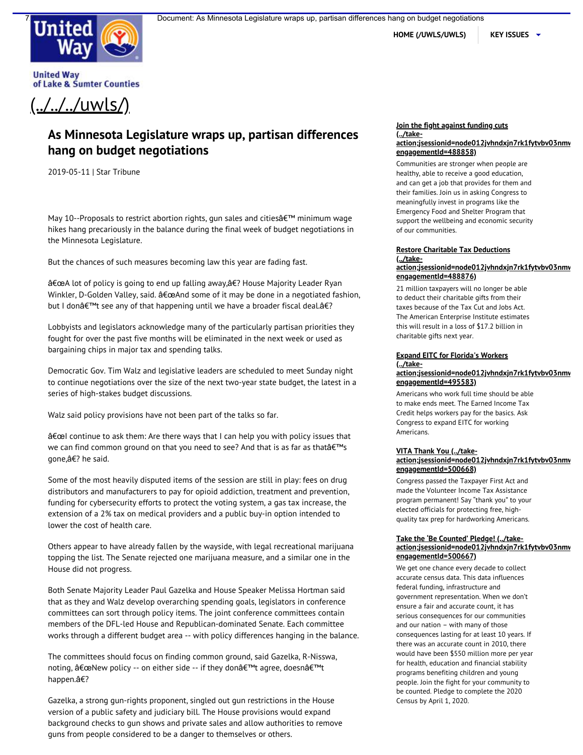United Way of Lake & Sumter Counties

[(../../../uwls/)](../../../uwls/)

HOME (/UWLS/UWLS) | KEY ISSUES

## As Minnesota Legislature wraps up, partisan differences hang on budget negotiations

2019-05-11 | Star Tribune

May 10--Proposals to restrict abortion rights, gun sales and citiesâ€™ minimum wage hikes hang precariously in the balance during the final week of budget negotiations in the Minnesota Legislature.

But the chances of such measures becoming law this year are fading fast.

â€œA lot of policy is going to end up falling away,â€? House Majority Leader Ryan Winkler, D-Golden Valley, said. â€œAnd some of it may be done in a negotiated fashion, but I donâ€™t see any of that happening until we have a broader fiscal deal.â€?

Lobbyists and legislators acknowledge many of the particularly partisan priorities they fought for over the past five months will be eliminated in the next week or used as bargaining chips in major tax and spending talks.

Democratic Gov. Tim Walz and legislative leaders are scheduled to meet Sunday night to continue negotiations over the size of the next two-year state budget, the latest in a series of high-stakes budget discussions.

Walz said policy provisions have not been part of the talks so far.

â€œI continue to ask them: Are there ways that I can help you with policy issues that we can find common ground on that you need to see? And that is as far as thatâ€™s gone,â€? he said.

Some of the most heavily disputed items of the session are still in play: fees on drug distributors and manufacturers to pay for opioid addiction, treatment and prevention, funding for cybersecurity efforts to protect the voting system, a gas tax increase, the extension of a 2% tax on medical providers and a public buy-in option intended to lower the cost of health care.

Others appear to have already fallen by the wayside, with legal recreational marijuana topping the list. The Senate rejected one marijuana measure, and a similar one in the House did not progress.

Both Senate Majority Leader Paul Gazelka and House Speaker Melissa Hortman said that as they and Walz develop overarching spending goals, legislators in conference committees can sort through policy items. The joint conference committees contain members of the DFL-led House and Republican-dominated Senate. Each committee works through a different budget area -- with policy differences hanging in the balance.

The committees should focus on finding common ground, said Gazelka, R-Nisswa, noting, â€œNew policy -- on either side -- if they donâ€™t agree, doesnâ€™t happen.â€?

Gazelka, a strong gun-rights proponent, singled out gun restrictions in the House version of a public safety and judiciary bill. The House provisions would expand background checks to gun shows and private sales and allow authorities to remove guns from people considered to be a danger to themselves or others.

**[Join the fight against funding cuts (../take-action;jsessionid=node012jvhndxjn7rk1fytvbv03nmv engagementId=488858)]**

Communities are stronger when people are healthy, able to receive a good education, and can get a job that provides for them and their families. Join us in asking Congress to meaningfully invest in programs like the Emergency Food and Shelter Program that support the wellbeing and economic security of our communities.

**[Restore Charitable Tax Deductions (../take-action;jsessionid=node012jvhndxjn7rk1fytvbv03nmv engagementId=488876)]**

21 million taxpayers will no longer be able to deduct their charitable gifts from their taxes because of the Tax Cut and Jobs Act. The American Enterprise Institute estimates this will result in a loss of $17.2 billion in charitable gifts next year.

**[Expand EITC for Florida's Workers (../take-action;jsessionid=node012jvhndxjn7rk1fytvbv03nmv engagementId=495583)]**

Americans who work full time should be able to make ends meet. The Earned Income Tax Credit helps workers pay for the basics. Ask Congress to expand EITC for working Americans.

**[VITA Thank You (../take-action;jsessionid=node012jvhndxjn7rk1fytvbv03nmv engagementId=500668)]**

Congress passed the Taxpayer First Act and made the Volunteer Income Tax Assistance program permanent! Say "thank you" to your elected officials for protecting free, high-quality tax prep for hardworking Americans.

**[Take the 'Be Counted' Pledge! (../take-action;jsessionid=node012jvhndxjn7rk1fytvbv03nmv engagementId=500667)]**

We get one chance every decade to collect accurate census data. This data influences federal funding, infrastructure and government representation. When we don't ensure a fair and accurate count, it has serious consequences for our communities and our nation – with many of those consequences lasting for at least 10 years. If there was an accurate count in 2010, there would have been $550 million more per year for health, education and financial stability programs benefiting children and young people. Join the fight for your community to be counted. Pledge to complete the 2020 Census by April 1, 2020.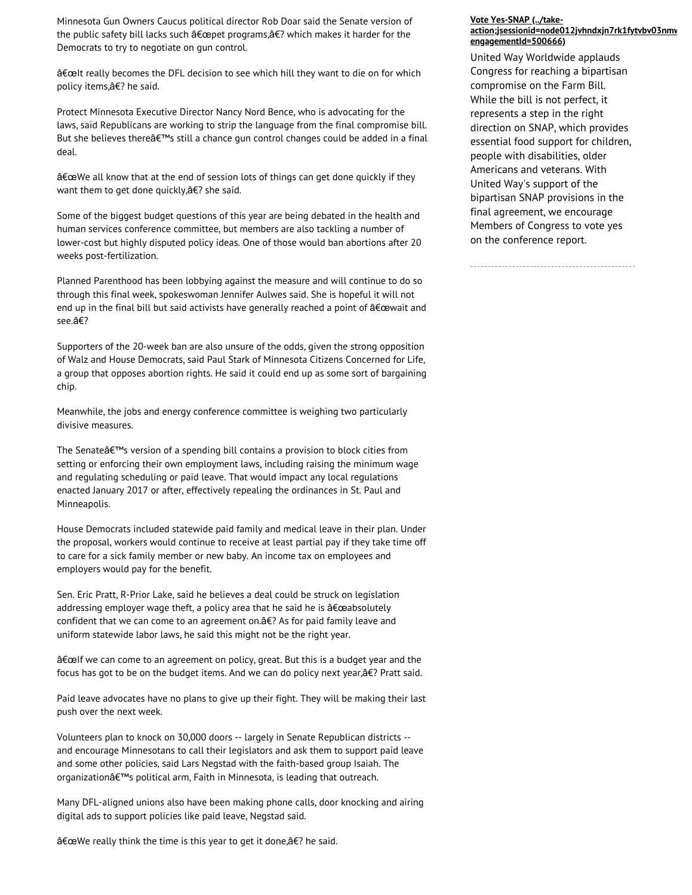Minnesota Gun Owners Caucus political director Rob Doar said the Senate version of the public safety bill lacks such â€œpet programs,â€? which makes it harder for the Democrats to try to negotiate on gun control.

â€œIt really becomes the DFL decision to see which hill they want to die on for which policy items,â€? he said.

Protect Minnesota Executive Director Nancy Nord Bence, who is advocating for the laws, said Republicans are working to strip the language from the final compromise bill. But she believes thereâ€™s still a chance gun control changes could be added in a final deal.

â€œWe all know that at the end of session lots of things can get done quickly if they want them to get done quickly,â€? she said.

Some of the biggest budget questions of this year are being debated in the health and human services conference committee, but members are also tackling a number of lower-cost but highly disputed policy ideas. One of those would ban abortions after 20 weeks post-fertilization.

Planned Parenthood has been lobbying against the measure and will continue to do so through this final week, spokeswoman Jennifer Aulwes said. She is hopeful it will not end up in the final bill but said activists have generally reached a point of â€œwait and see.â€?

Supporters of the 20-week ban are also unsure of the odds, given the strong opposition of Walz and House Democrats, said Paul Stark of Minnesota Citizens Concerned for Life, a group that opposes abortion rights. He said it could end up as some sort of bargaining chip.

Meanwhile, the jobs and energy conference committee is weighing two particularly divisive measures.

The Senateâ€™s version of a spending bill contains a provision to block cities from setting or enforcing their own employment laws, including raising the minimum wage and regulating scheduling or paid leave. That would impact any local regulations enacted January 2017 or after, effectively repealing the ordinances in St. Paul and Minneapolis.

House Democrats included statewide paid family and medical leave in their plan. Under the proposal, workers would continue to receive at least partial pay if they take time off to care for a sick family member or new baby. An income tax on employees and employers would pay for the benefit.

Sen. Eric Pratt, R-Prior Lake, said he believes a deal could be struck on legislation addressing employer wage theft, a policy area that he said he is â€œabsolutely confident that we can come to an agreement on.â€? As for paid family leave and uniform statewide labor laws, he said this might not be the right year.

â€œIf we can come to an agreement on policy, great. But this is a budget year and the focus has got to be on the budget items. And we can do policy next year,â€? Pratt said.

Paid leave advocates have no plans to give up their fight. They will be making their last push over the next week.

Volunteers plan to knock on 30,000 doors -- largely in Senate Republican districts -- and encourage Minnesotans to call their legislators and ask them to support paid leave and some other policies, said Lars Negstad with the faith-based group Isaiah. The organizationâ€™s political arm, Faith in Minnesota, is leading that outreach.

Many DFL-aligned unions also have been making phone calls, door knocking and airing digital ads to support policies like paid leave, Negstad said.

â€œWe really think the time is this year to get it done,â€? he said.

**Vote Yes-SNAP (../take-action;jsessionid=node012jvhndxjn7rk1fytvbv03nmv engagementId=500666)**

United Way Worldwide applauds Congress for reaching a bipartisan compromise on the Farm Bill. While the bill is not perfect, it represents a step in the right direction on SNAP, which provides essential food support for children, people with disabilities, older Americans and veterans. With United Way's support of the bipartisan SNAP provisions in the final agreement, we encourage Members of Congress to vote yes on the conference report.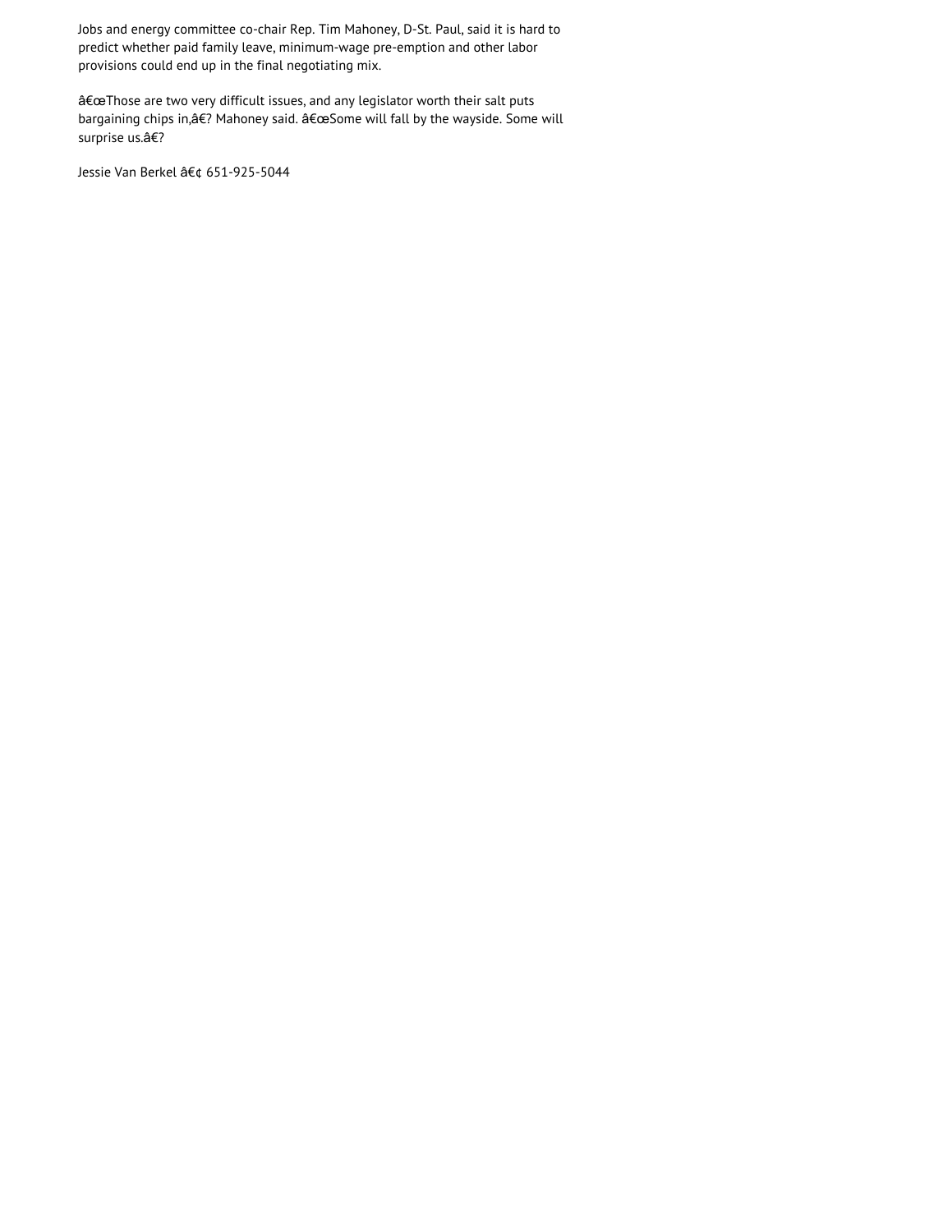Jobs and energy committee co-chair Rep. Tim Mahoney, D-St. Paul, said it is hard to predict whether paid family leave, minimum-wage pre-emption and other labor provisions could end up in the final negotiating mix.

â€œThose are two very difficult issues, and any legislator worth their salt puts bargaining chips in,â€? Mahoney said. â€œSome will fall by the wayside. Some will surprise us.â€?

Jessie Van Berkel â€¢ 651-925-5044